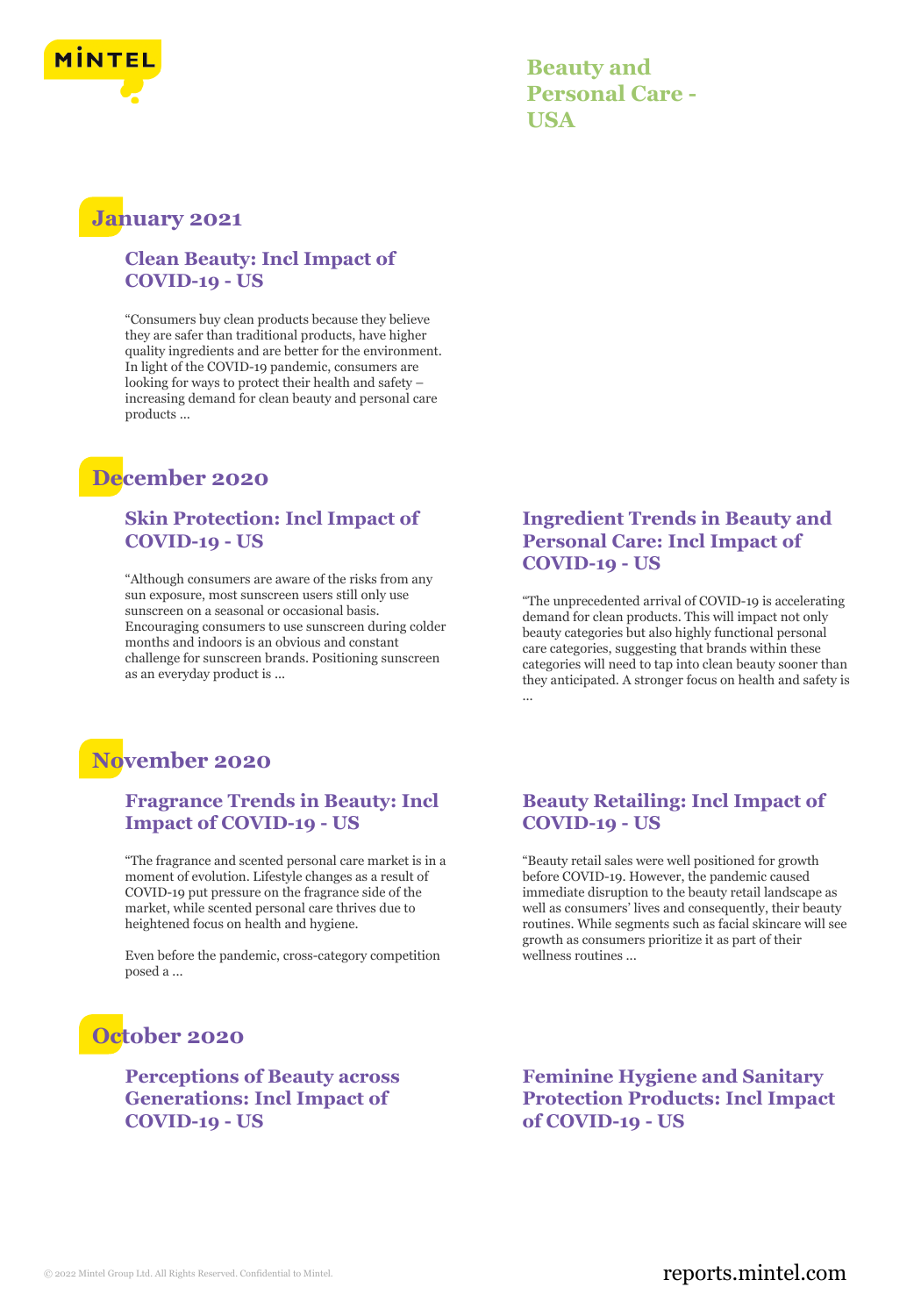# Beauty and Personal Care - USA

## January 2021

### Clean Beauty: Incl Impact of COVID-19 - US

"Consumers buy clean products because they believe they are safer than traditional products, have higher quality ingredients and are better for the environment. In light of the COVID-19 pandemic, consumers are looking for ways to protect their health and safety – increasing demand for clean beauty and personal care products ...

## December 2020

### Skin Protection: Incl Impact of COVID-19 - US

"Although consumers are aware of the risks from any sun exposure, most sunscreen users still only use sunscreen on a seasonal or occasional basis. Encouraging consumers to use sunscreen during colder months and indoors is an obvious and constant challenge for sunscreen brands. Positioning sunscreen as an everyday product is ...

### Ingredient Trends in Beauty and Personal Care: Incl Impact of COVID-19 - US

"The unprecedented arrival of COVID-19 is accelerating demand for clean products. This will impact not only beauty categories but also highly functional personal care categories, suggesting that brands within these categories will need to tap into clean beauty sooner than they anticipated. A stronger focus on health and safety is ...

## November 2020

### Fragrance Trends in Beauty: Incl Impact of COVID-19 - US

"The fragrance and scented personal care market is in a moment of evolution. Lifestyle changes as a result of COVID-19 put pressure on the fragrance side of the market, while scented personal care thrives due to heightened focus on health and hygiene.

Even before the pandemic, cross-category competition posed a ...

### Beauty Retailing: Incl Impact of COVID-19 - US

"Beauty retail sales were well positioned for growth before COVID-19. However, the pandemic caused immediate disruption to the beauty retail landscape as well as consumers' lives and consequently, their beauty routines. While segments such as facial skincare will see growth as consumers prioritize it as part of their wellness routines ...

## October 2020

### Perceptions of Beauty across Generations: Incl Impact of COVID-19 - US

### Feminine Hygiene and Sanitary Protection Products: Incl Impact of COVID-19 - US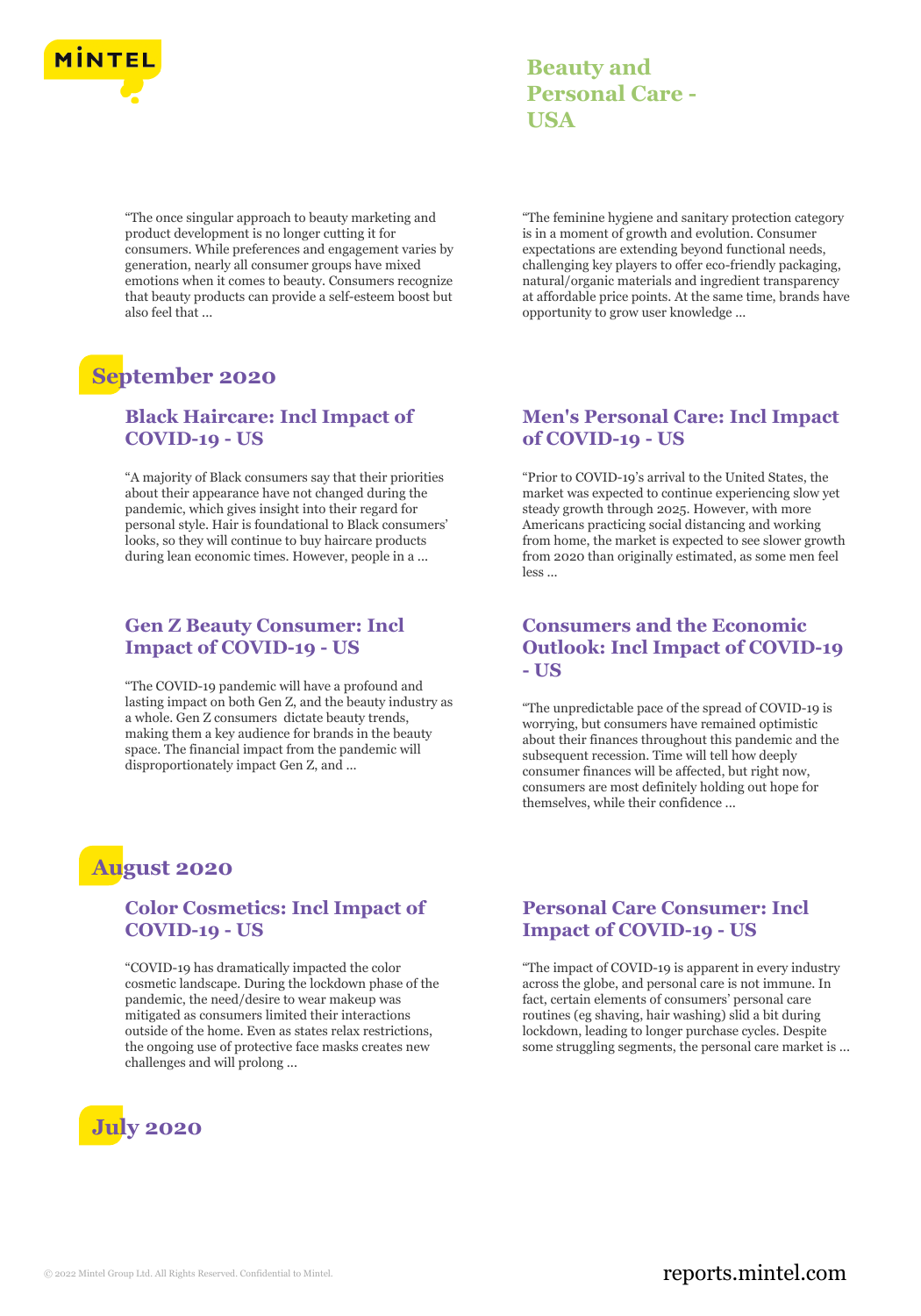"The once singular approach to beauty marketing and product development is no longer cutting it for consumers. While preferences and engagement varies by generation, nearly all consumer groups have mixed emotions when it comes to beauty. Consumers recognize that beauty products can provide a self-esteem boost but also feel that ...

"The feminine hygiene and sanitary protection category is in a moment of growth and evolution. Consumer expectations are extending beyond functional needs, challenging key players to offer eco-friendly packaging, natural/organic materials and ingredient transparency at affordable price points. At the same time, brands have opportunity to grow user knowledge ...

## September 2020

### Black Haircare: Incl Impact of COVID-19 - US

"A majority of Black consumers say that their priorities about their appearance have not changed during the pandemic, which gives insight into their regard for personal style. Hair is foundational to Black consumers' looks, so they will continue to buy haircare products during lean economic times. However, people in a ...

### Men's Personal Care: Incl Impact of COVID-19 - US

"Prior to COVID-19's arrival to the United States, the market was expected to continue experiencing slow yet steady growth through 2025. However, with more Americans practicing social distancing and working from home, the market is expected to see slower growth from 2020 than originally estimated, as some men feel less ...

### Gen Z Beauty Consumer: Incl Impact of COVID-19 - US

"The COVID-19 pandemic will have a profound and lasting impact on both Gen Z, and the beauty industry as a whole. Gen Z consumers dictate beauty trends, making them a key audience for brands in the beauty space. The financial impact from the pandemic will disproportionately impact Gen Z, and ...

### Consumers and the Economic Outlook: Incl Impact of COVID-19 - US

"The unpredictable pace of the spread of COVID-19 is worrying, but consumers have remained optimistic about their finances throughout this pandemic and the subsequent recession. Time will tell how deeply consumer finances will be affected, but right now, consumers are most definitely holding out hope for themselves, while their confidence ...

## August 2020

### Color Cosmetics: Incl Impact of COVID-19 - US

"COVID-19 has dramatically impacted the color cosmetic landscape. During the lockdown phase of the pandemic, the need/desire to wear makeup was mitigated as consumers limited their interactions outside of the home. Even as states relax restrictions, the ongoing use of protective face masks creates new challenges and will prolong ...

### Personal Care Consumer: Incl Impact of COVID-19 - US

"The impact of COVID-19 is apparent in every industry across the globe, and personal care is not immune. In fact, certain elements of consumers' personal care routines (eg shaving, hair washing) slid a bit during lockdown, leading to longer purchase cycles. Despite some struggling segments, the personal care market is ...

## July 2020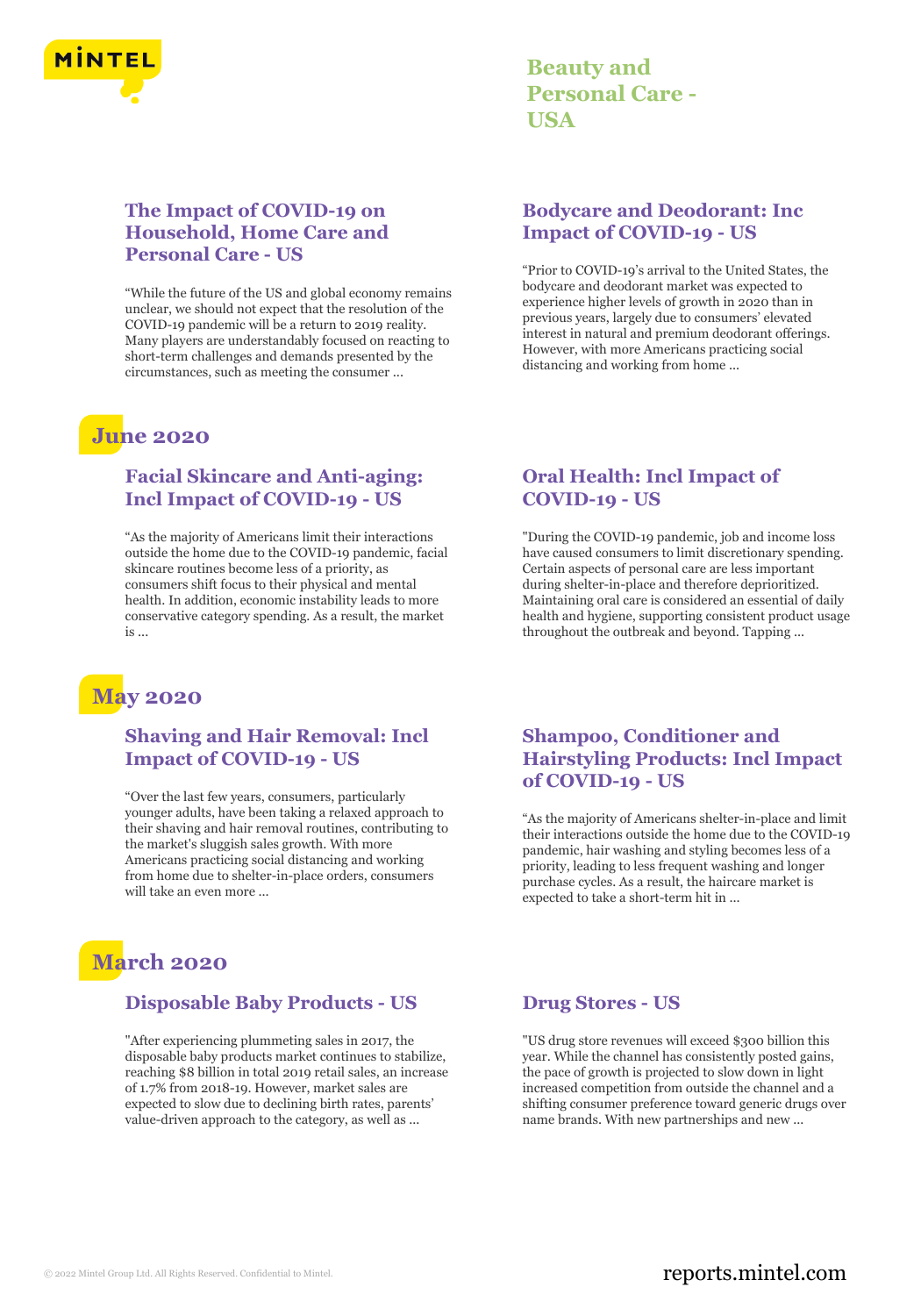## The Impact of COVID-19 on Household, Home Care and Personal Care - US

"While the future of the US and global economy remains unclear, we should not expect that the resolution of the COVID-19 pandemic will be a return to 2019 reality. Many players are understandably focused on reacting to short-term challenges and demands presented by the circumstances, such as meeting the consumer ...

## Bodycare and Deodorant: Inc Impact of COVID-19 - US

"Prior to COVID-19's arrival to the United States, the bodycare and deodorant market was expected to experience higher levels of growth in 2020 than in previous years, largely due to consumers' elevated interest in natural and premium deodorant offerings. However, with more Americans practicing social distancing and working from home ...

# June 2020

## Facial Skincare and Anti-aging: Incl Impact of COVID-19 - US

"As the majority of Americans limit their interactions outside the home due to the COVID-19 pandemic, facial skincare routines become less of a priority, as consumers shift focus to their physical and mental health. In addition, economic instability leads to more conservative category spending. As a result, the market is ...

## Oral Health: Incl Impact of COVID-19 - US

"During the COVID-19 pandemic, job and income loss have caused consumers to limit discretionary spending. Certain aspects of personal care are less important during shelter-in-place and therefore deprioritized. Maintaining oral care is considered an essential of daily health and hygiene, supporting consistent product usage throughout the outbreak and beyond. Tapping ...

# May 2020

## Shaving and Hair Removal: Incl Impact of COVID-19 - US

"Over the last few years, consumers, particularly younger adults, have been taking a relaxed approach to their shaving and hair removal routines, contributing to the market's sluggish sales growth. With more Americans practicing social distancing and working from home due to shelter-in-place orders, consumers will take an even more ...

## Shampoo, Conditioner and Hairstyling Products: Incl Impact of COVID-19 - US

"As the majority of Americans shelter-in-place and limit their interactions outside the home due to the COVID-19 pandemic, hair washing and styling becomes less of a priority, leading to less frequent washing and longer purchase cycles. As a result, the haircare market is expected to take a short-term hit in ...

# March 2020

## Disposable Baby Products - US

"After experiencing plummeting sales in 2017, the disposable baby products market continues to stabilize, reaching $8 billion in total 2019 retail sales, an increase of 1.7% from 2018-19. However, market sales are expected to slow due to declining birth rates, parents' value-driven approach to the category, as well as ...

## Drug Stores - US

"US drug store revenues will exceed $300 billion this year. While the channel has consistently posted gains, the pace of growth is projected to slow down in light increased competition from outside the channel and a shifting consumer preference toward generic drugs over name brands. With new partnerships and new ...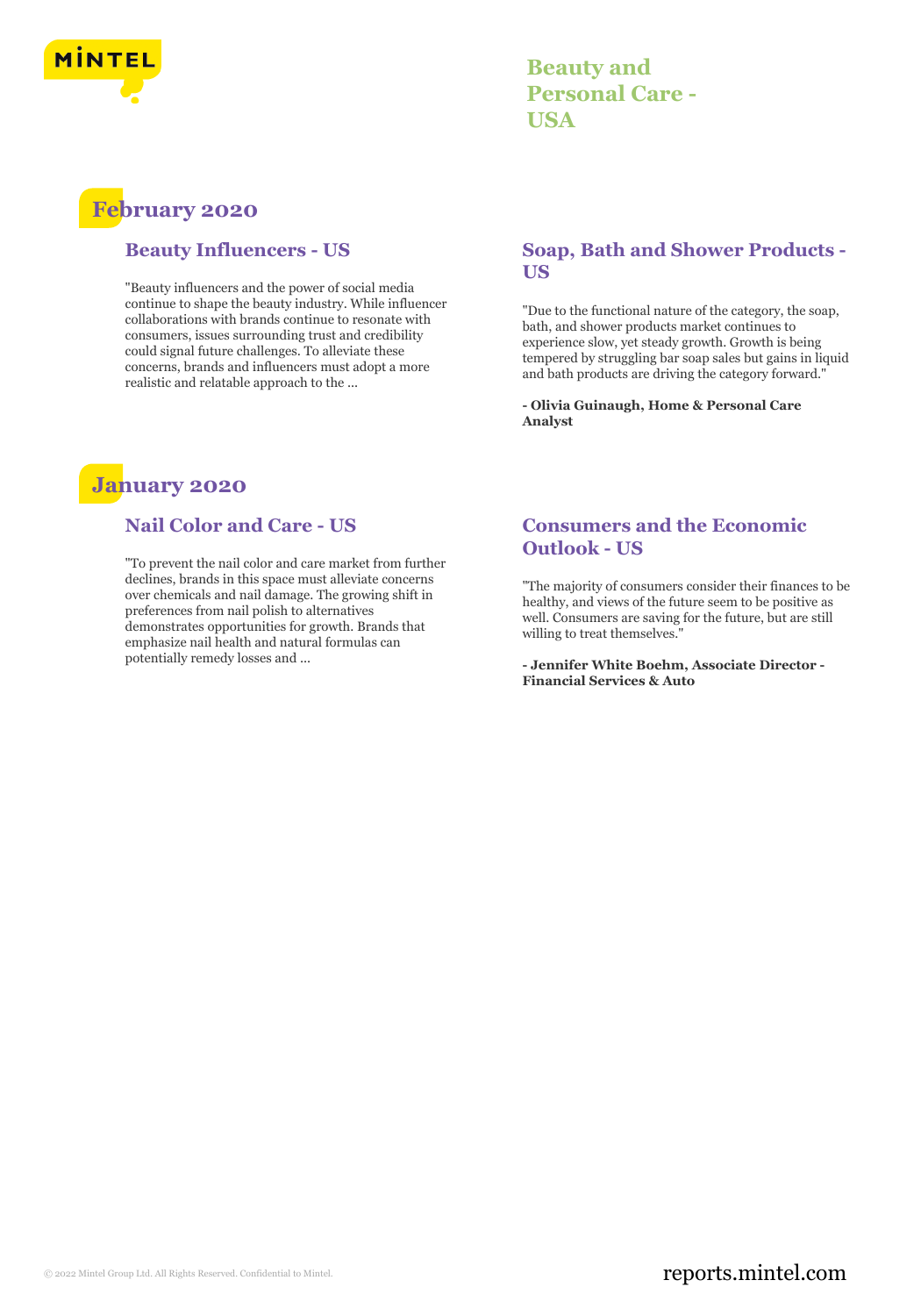# Beauty and Personal Care - USA

## February 2020

### Beauty Influencers - US

"Beauty influencers and the power of social media continue to shape the beauty industry. While influencer collaborations with brands continue to resonate with consumers, issues surrounding trust and credibility could signal future challenges. To alleviate these concerns, brands and influencers must adopt a more realistic and relatable approach to the ...

### Soap, Bath and Shower Products - US

"Due to the functional nature of the category, the soap, bath, and shower products market continues to experience slow, yet steady growth. Growth is being tempered by struggling bar soap sales but gains in liquid and bath products are driving the category forward."

**- Olivia Guinaugh, Home & Personal Care Analyst**

## January 2020

### Nail Color and Care - US

"To prevent the nail color and care market from further declines, brands in this space must alleviate concerns over chemicals and nail damage. The growing shift in preferences from nail polish to alternatives demonstrates opportunities for growth. Brands that emphasize nail health and natural formulas can potentially remedy losses and ...

### Consumers and the Economic Outlook - US

"The majority of consumers consider their finances to be healthy, and views of the future seem to be positive as well. Consumers are saving for the future, but are still willing to treat themselves."

**- Jennifer White Boehm, Associate Director - Financial Services & Auto**